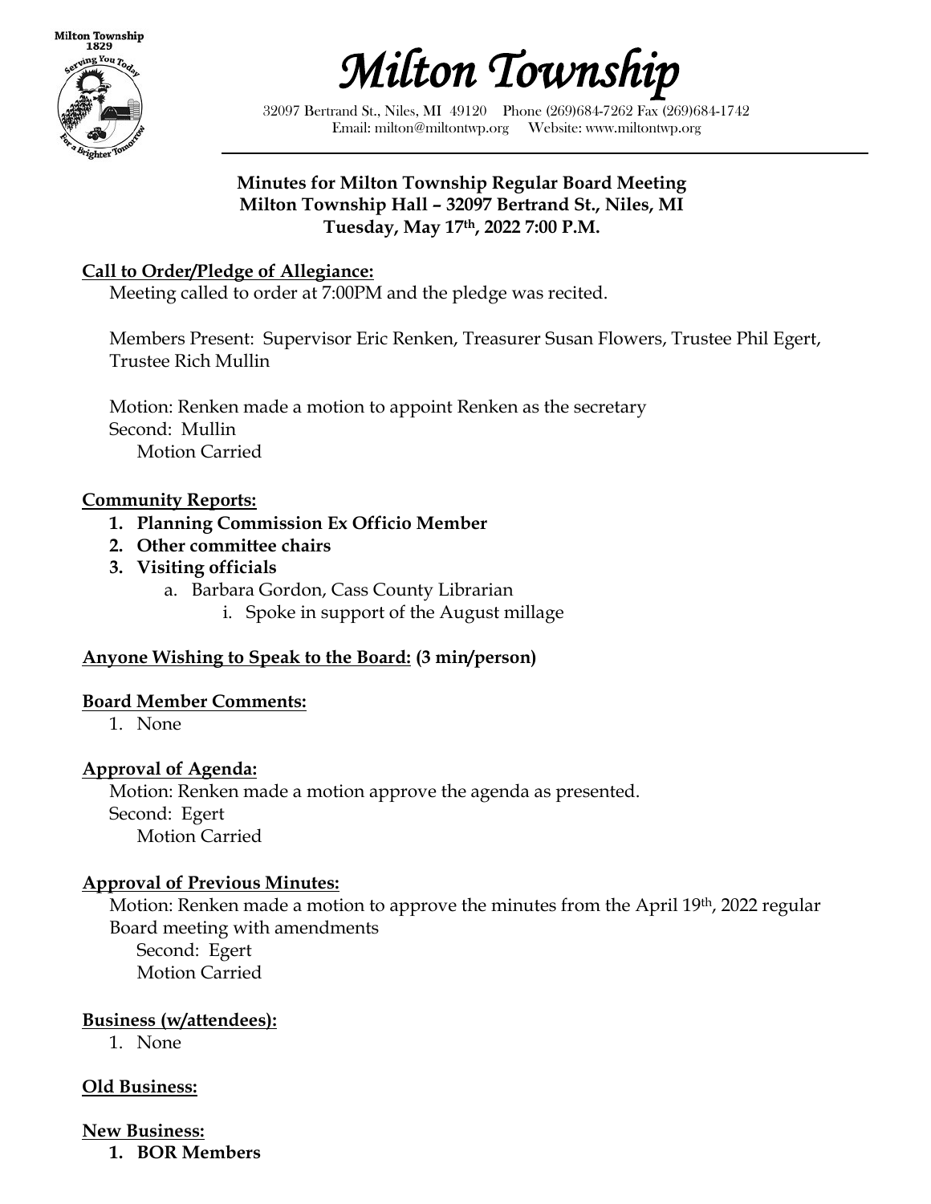# Milton Township

32097 Bertrand St., Niles, MI 49120 Phone (269)684-7262 Fax (269)684-1742
Email: milton@miltontwp.org Website: www.miltontwp.org

**Minutes for Milton Township Regular Board Meeting**
**Milton Township Hall – 32097 Bertrand St., Niles, MI**
**Tuesday, May 17th, 2022 7:00 P.M.**

**Call to Order/Pledge of Allegiance:**

Meeting called to order at 7:00PM and the pledge was recited.

Members Present: Supervisor Eric Renken, Treasurer Susan Flowers, Trustee Phil Egert, Trustee Rich Mullin

Motion: Renken made a motion to appoint Renken as the secretary
Second: Mullin
Motion Carried

**Community Reports:**

1. **Planning Commission Ex Officio Member**
2. **Other committee chairs**
3. **Visiting officials**
   a. Barbara Gordon, Cass County Librarian
      i. Spoke in support of the August millage

**Anyone Wishing to Speak to the Board: (3 min/person)**

**Board Member Comments:**

1. None

**Approval of Agenda:**

Motion: Renken made a motion approve the agenda as presented.
Second: Egert
Motion Carried

**Approval of Previous Minutes:**

Motion: Renken made a motion to approve the minutes from the April 19th, 2022 regular Board meeting with amendments
Second: Egert
Motion Carried

**Business (w/attendees):**

1. None

**Old Business:**

**New Business:**

1. **BOR Members**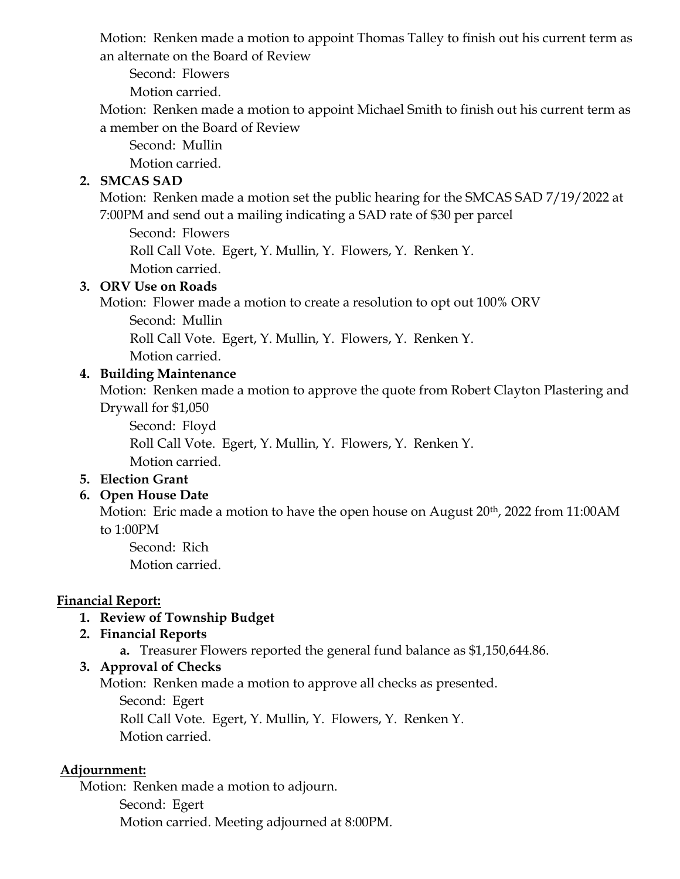Motion: Renken made a motion to appoint Thomas Talley to finish out his current term as an alternate on the Board of Review

Second: Flowers

Motion carried.

Motion: Renken made a motion to appoint Michael Smith to finish out his current term as a member on the Board of Review

Second: Mullin

Motion carried.

2. **SMCAS SAD**

   Motion: Renken made a motion set the public hearing for the SMCAS SAD 7/19/2022 at 7:00PM and send out a mailing indicating a SAD rate of $30 per parcel

   Second: Flowers

   Roll Call Vote. Egert, Y. Mullin, Y. Flowers, Y. Renken Y.

   Motion carried.

3. **ORV Use on Roads**

   Motion: Flower made a motion to create a resolution to opt out 100% ORV

   Second: Mullin

   Roll Call Vote. Egert, Y. Mullin, Y. Flowers, Y. Renken Y.

   Motion carried.

4. **Building Maintenance**

   Motion: Renken made a motion to approve the quote from Robert Clayton Plastering and Drywall for $1,050

   Second: Floyd

   Roll Call Vote. Egert, Y. Mullin, Y. Flowers, Y. Renken Y.

   Motion carried.

5. **Election Grant**
6. **Open House Date**

   Motion: Eric made a motion to have the open house on August 20th, 2022 from 11:00AM to 1:00PM

   Second: Rich

   Motion carried.

**Financial Report:**

1. **Review of Township Budget**
2. **Financial Reports**
   a. Treasurer Flowers reported the general fund balance as $1,150,644.86.
3. **Approval of Checks**

   Motion: Renken made a motion to approve all checks as presented.

   Second: Egert

   Roll Call Vote. Egert, Y. Mullin, Y. Flowers, Y. Renken Y.

   Motion carried.

**Adjournment:**

Motion: Renken made a motion to adjourn.

Second: Egert

Motion carried. Meeting adjourned at 8:00PM.